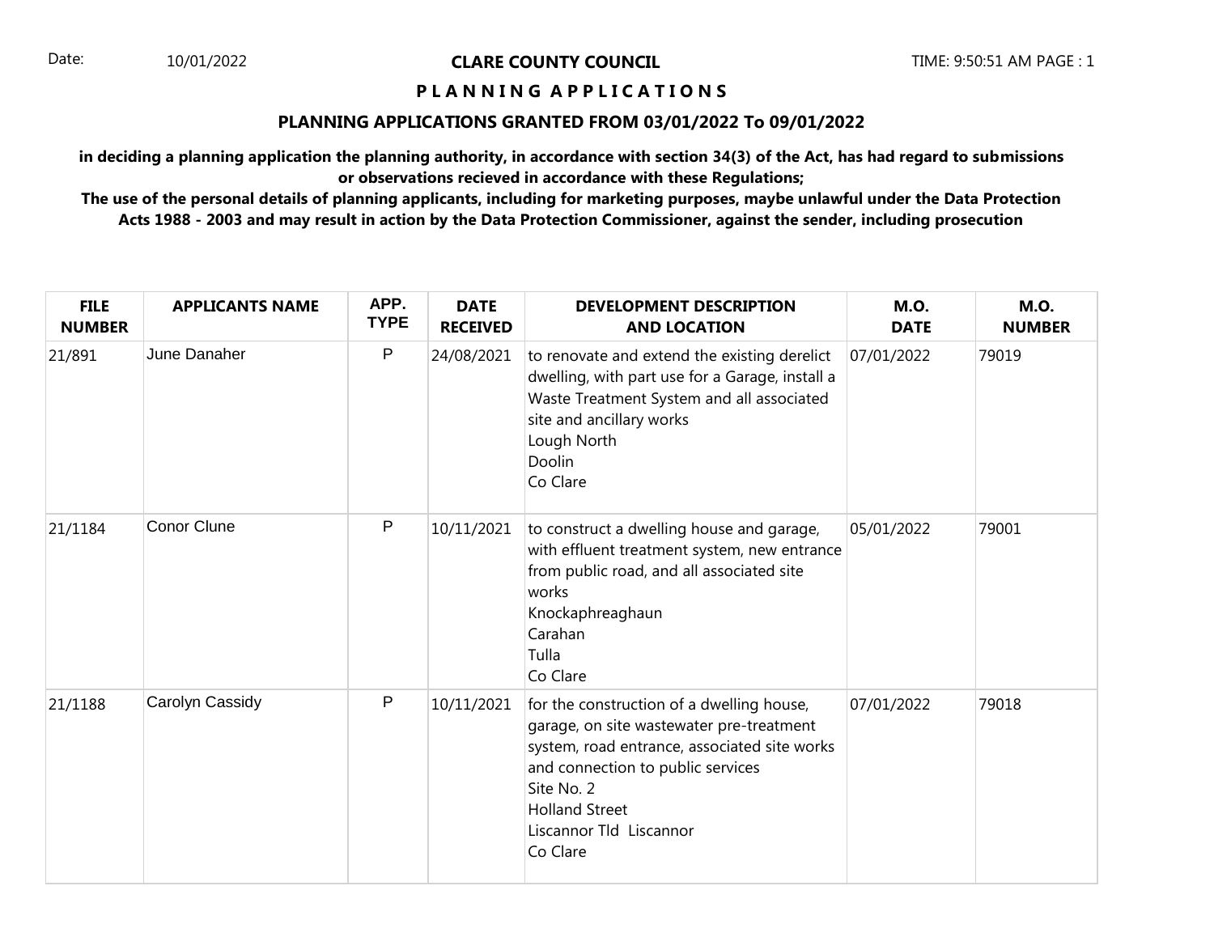Date: 10/01/2022

# CLARE COUNTY COUNCIL

TIME: 9:50:51 AM PAGE : 1

## P L A N N I N G  A P P L I C A T I O N S

### PLANNING APPLICATIONS GRANTED FROM 03/01/2022 To 09/01/2022

**in deciding a planning application the planning authority, in accordance with section 34(3) of the Act, has had regard to submissions or observations recieved in accordance with these Regulations;**
**The use of the personal details of planning applicants, including for marketing purposes, maybe unlawful under the Data Protection Acts 1988 - 2003 and may result in action by the Data Protection Commissioner, against the sender, including prosecution**

| FILE NUMBER | APPLICANTS NAME | APP. TYPE | DATE RECEIVED | DEVELOPMENT DESCRIPTION AND LOCATION | M.O. DATE | M.O. NUMBER |
|---|---|---|---|---|---|---|
| 21/891 | June Danaher | P | 24/08/2021 | to renovate and extend the existing derelict dwelling, with part use for a Garage, install a Waste Treatment System and all associated site and ancillary works<br>Lough North<br>Doolin<br>Co Clare | 07/01/2022 | 79019 |
| 21/1184 | Conor Clune | P | 10/11/2021 | to construct a dwelling house and garage, with effluent treatment system, new entrance from public road, and all associated site works<br>Knockaphreaghaun<br>Carahan<br>Tulla<br>Co Clare | 05/01/2022 | 79001 |
| 21/1188 | Carolyn Cassidy | P | 10/11/2021 | for the construction of a dwelling house, garage, on site wastewater pre-treatment system, road entrance, associated site works and connection to public services<br>Site No. 2<br>Holland Street<br>Liscannor Tld  Liscannor<br>Co Clare | 07/01/2022 | 79018 |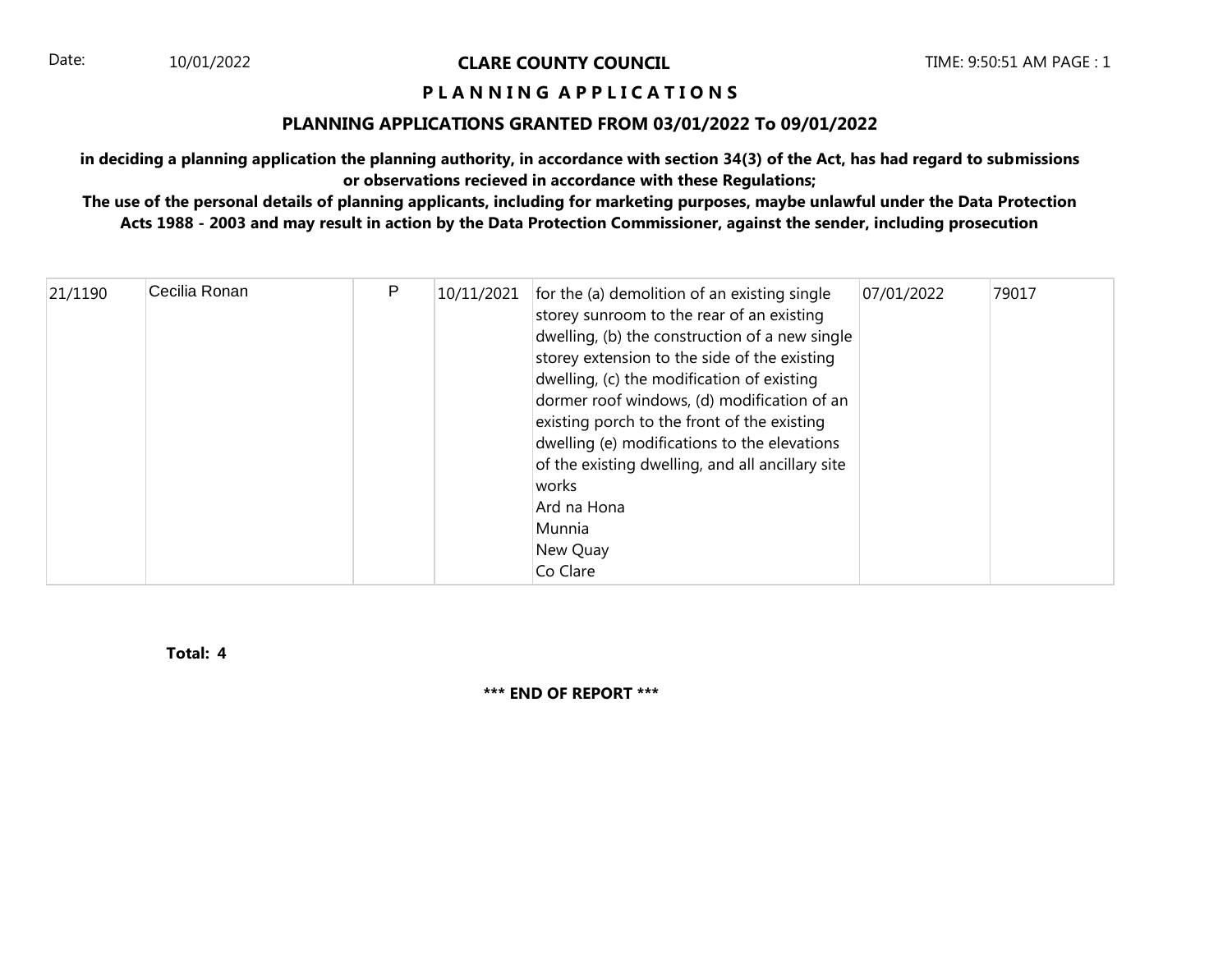**CLARE COUNTY COUNCIL**

**P L A N N I N G   A P P L I C A T I O N S**

**PLANNING APPLICATIONS GRANTED FROM 03/01/2022 To 09/01/2022**

**in deciding a planning application the planning authority, in accordance with section 34(3) of the Act, has had regard to submissions or observations recieved in accordance with these Regulations;**
**The use of the personal details of planning applicants, including for marketing purposes, maybe unlawful under the Data Protection Acts 1988 - 2003 and may result in action by the Data Protection Commissioner, against the sender, including prosecution**

| | | | | | | |
|---|---|---|---|---|---|---|
| 21/1190 | Cecilia Ronan | P | 10/11/2021 | for the (a) demolition of an existing single storey sunroom to the rear of an existing dwelling, (b) the construction of a new single storey extension to the side of the existing dwelling, (c) the modification of existing dormer roof windows, (d) modification of an existing porch to the front of the existing dwelling (e) modifications to the elevations of the existing dwelling, and all ancillary site works<br>Ard na Hona<br>Munnia<br>New Quay<br>Co Clare | 07/01/2022 | 79017 |

**Total: 4**

**\*\*\* END OF REPORT \*\*\***